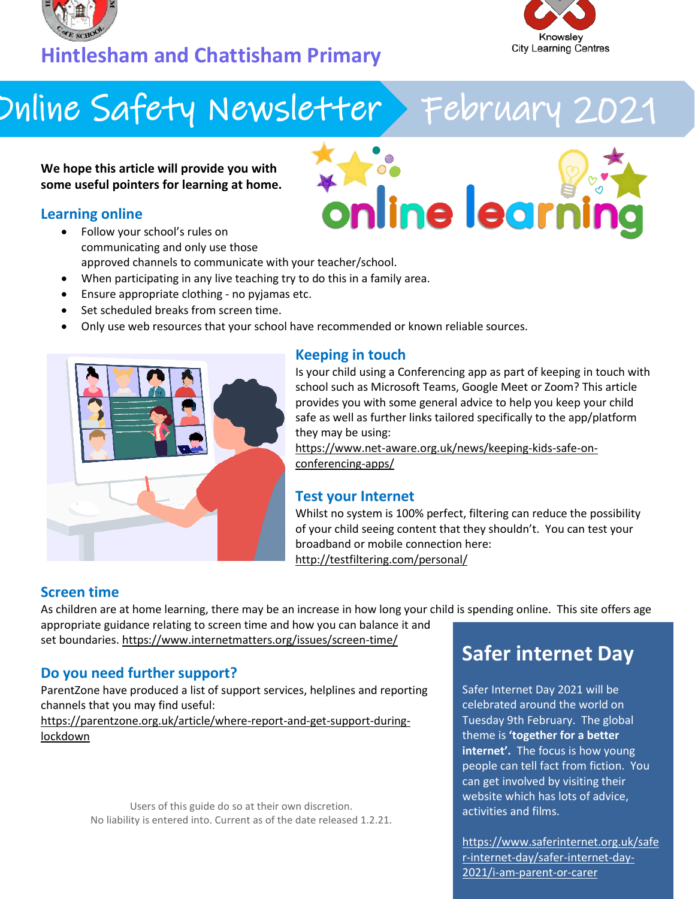Hintlesham and Chattisham Primary

Knowsley City Learning Centres

# Online Safety Newsletter February 2021

**We hope this article will provide you with some useful pointers for learning at home.**

## Learning online

- Follow your school's rules on communicating and only use those approved channels to communicate with your teacher/school.
- When participating in any live teaching try to do this in a family area.
- Ensure appropriate clothing - no pyjamas etc.
- Set scheduled breaks from screen time.
- Only use web resources that your school have recommended or known reliable sources.

## Keeping in touch

Is your child using a Conferencing app as part of keeping in touch with school such as Microsoft Teams, Google Meet or Zoom? This article provides you with some general advice to help you keep your child safe as well as further links tailored specifically to the app/platform they may be using:
https://www.net-aware.org.uk/news/keeping-kids-safe-on-conferencing-apps/

## Test your Internet

Whilst no system is 100% perfect, filtering can reduce the possibility of your child seeing content that they shouldn't. You can test your broadband or mobile connection here:
http://testfiltering.com/personal/

## Screen time

As children are at home learning, there may be an increase in how long your child is spending online. This site offers age appropriate guidance relating to screen time and how you can balance it and set boundaries. https://www.internetmatters.org/issues/screen-time/

## Do you need further support?

ParentZone have produced a list of support services, helplines and reporting channels that you may find useful:
https://parentzone.org.uk/article/where-report-and-get-support-during-lockdown

## Safer internet Day

Safer Internet Day 2021 will be celebrated around the world on Tuesday 9th February. The global theme is **'together for a better internet'.** The focus is how young people can tell fact from fiction. You can get involved by visiting their website which has lots of advice, activities and films.

https://www.saferinternet.org.uk/safer-internet-day/safer-internet-day-2021/i-am-parent-or-carer

Users of this guide do so at their own discretion.
No liability is entered into. Current as of the date released 1.2.21.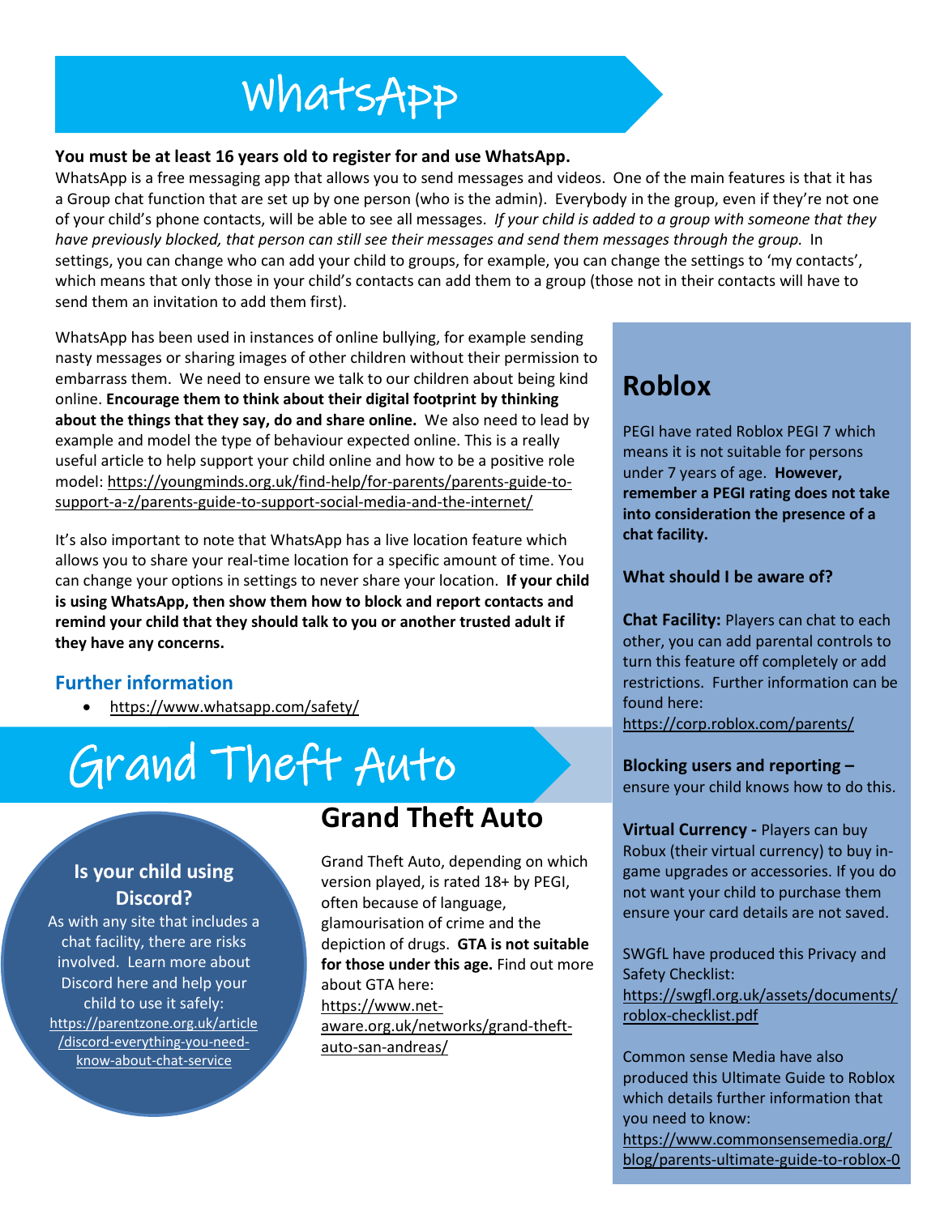# WhatsApp

**You must be at least 16 years old to register for and use WhatsApp.**

WhatsApp is a free messaging app that allows you to send messages and videos. One of the main features is that it has a Group chat function that are set up by one person (who is the admin). Everybody in the group, even if they're not one of your child's phone contacts, will be able to see all messages. *If your child is added to a group with someone that they have previously blocked, that person can still see their messages and send them messages through the group.* In settings, you can change who can add your child to groups, for example, you can change the settings to 'my contacts', which means that only those in your child's contacts can add them to a group (those not in their contacts will have to send them an invitation to add them first).

WhatsApp has been used in instances of online bullying, for example sending nasty messages or sharing images of other children without their permission to embarrass them. We need to ensure we talk to our children about being kind online. **Encourage them to think about their digital footprint by thinking about the things that they say, do and share online.** We also need to lead by example and model the type of behaviour expected online. This is a really useful article to help support your child online and how to be a positive role model: https://youngminds.org.uk/find-help/for-parents/parents-guide-to-support-a-z/parents-guide-to-support-social-media-and-the-internet/

It's also important to note that WhatsApp has a live location feature which allows you to share your real-time location for a specific amount of time. You can change your options in settings to never share your location. **If your child is using WhatsApp, then show them how to block and report contacts and remind your child that they should talk to you or another trusted adult if they have any concerns.**

### Further information

- https://www.whatsapp.com/safety/

# Grand Theft Auto

## Grand Theft Auto

Grand Theft Auto, depending on which version played, is rated 18+ by PEGI, often because of language, glamourisation of crime and the depiction of drugs. **GTA is not suitable for those under this age.** Find out more about GTA here: https://www.net-aware.org.uk/networks/grand-theft-auto-san-andreas/

### Is your child using Discord?

As with any site that includes a chat facility, there are risks involved. Learn more about Discord here and help your child to use it safely: https://parentzone.org.uk/article/discord-everything-you-need-know-about-chat-service

## Roblox

PEGI have rated Roblox PEGI 7 which means it is not suitable for persons under 7 years of age. **However, remember a PEGI rating does not take into consideration the presence of a chat facility.**

**What should I be aware of?**

**Chat Facility:** Players can chat to each other, you can add parental controls to turn this feature off completely or add restrictions. Further information can be found here: https://corp.roblox.com/parents/

**Blocking users and reporting –** ensure your child knows how to do this.

**Virtual Currency -** Players can buy Robux (their virtual currency) to buy in-game upgrades or accessories. If you do not want your child to purchase them ensure your card details are not saved.

SWGfL have produced this Privacy and Safety Checklist: https://swgfl.org.uk/assets/documents/roblox-checklist.pdf

Common sense Media have also produced this Ultimate Guide to Roblox which details further information that you need to know: https://www.commonsensemedia.org/blog/parents-ultimate-guide-to-roblox-0